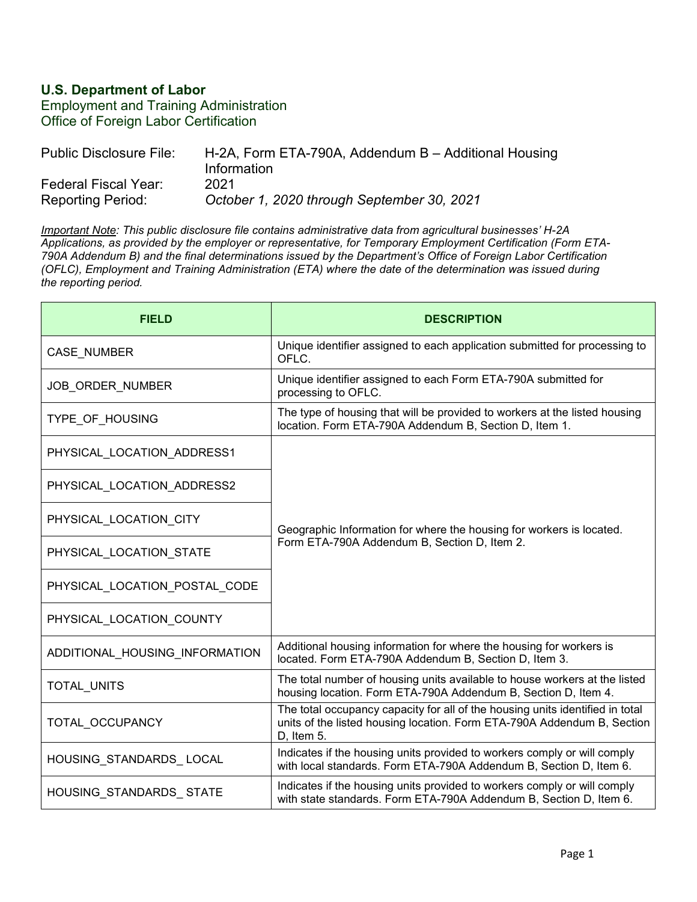**U.S. Department of Labor**
Employment and Training Administration
Office of Foreign Labor Certification

| | |
|---|---|
| Public Disclosure File: | H-2A, Form ETA-790A, Addendum B – Additional Housing Information |
| Federal Fiscal Year: | 2021 |
| Reporting Period: | *October 1, 2020 through September 30, 2021* |

*Important Note: This public disclosure file contains administrative data from agricultural businesses' H-2A Applications, as provided by the employer or representative, for Temporary Employment Certification (Form ETA-790A Addendum B) and the final determinations issued by the Department's Office of Foreign Labor Certification (OFLC), Employment and Training Administration (ETA) where the date of the determination was issued during the reporting period.*

| FIELD | DESCRIPTION |
|---|---|
| CASE_NUMBER | Unique identifier assigned to each application submitted for processing to OFLC. |
| JOB_ORDER_NUMBER | Unique identifier assigned to each Form ETA-790A submitted for processing to OFLC. |
| TYPE_OF_HOUSING | The type of housing that will be provided to workers at the listed housing location. Form ETA-790A Addendum B, Section D, Item 1. |
| PHYSICAL_LOCATION_ADDRESS1 | Geographic Information for where the housing for workers is located. Form ETA-790A Addendum B, Section D, Item 2. |
| PHYSICAL_LOCATION_ADDRESS2 | |
| PHYSICAL_LOCATION_CITY | |
| PHYSICAL_LOCATION_STATE | |
| PHYSICAL_LOCATION_POSTAL_CODE | |
| PHYSICAL_LOCATION_COUNTY | |
| ADDITIONAL_HOUSING_INFORMATION | Additional housing information for where the housing for workers is located. Form ETA-790A Addendum B, Section D, Item 3. |
| TOTAL_UNITS | The total number of housing units available to house workers at the listed housing location. Form ETA-790A Addendum B, Section D, Item 4. |
| TOTAL_OCCUPANCY | The total occupancy capacity for all of the housing units identified in total units of the listed housing location. Form ETA-790A Addendum B, Section D, Item 5. |
| HOUSING_STANDARDS_ LOCAL | Indicates if the housing units provided to workers comply or will comply with local standards. Form ETA-790A Addendum B, Section D, Item 6. |
| HOUSING_STANDARDS_ STATE | Indicates if the housing units provided to workers comply or will comply with state standards. Form ETA-790A Addendum B, Section D, Item 6. |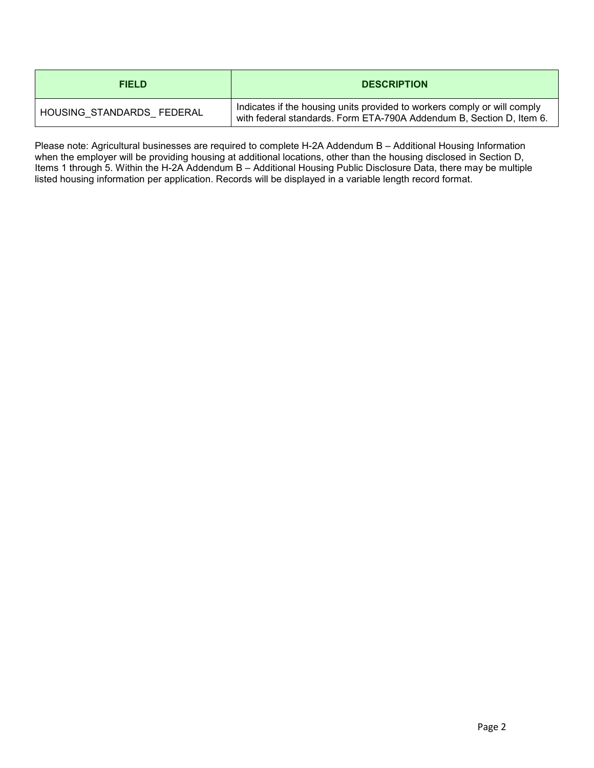| FIELD | DESCRIPTION |
| --- | --- |
| HOUSING_STANDARDS_ FEDERAL | Indicates if the housing units provided to workers comply or will comply with federal standards. Form ETA-790A Addendum B, Section D, Item 6. |

Please note: Agricultural businesses are required to complete H-2A Addendum B – Additional Housing Information when the employer will be providing housing at additional locations, other than the housing disclosed in Section D, Items 1 through 5. Within the H-2A Addendum B – Additional Housing Public Disclosure Data, there may be multiple listed housing information per application. Records will be displayed in a variable length record format.